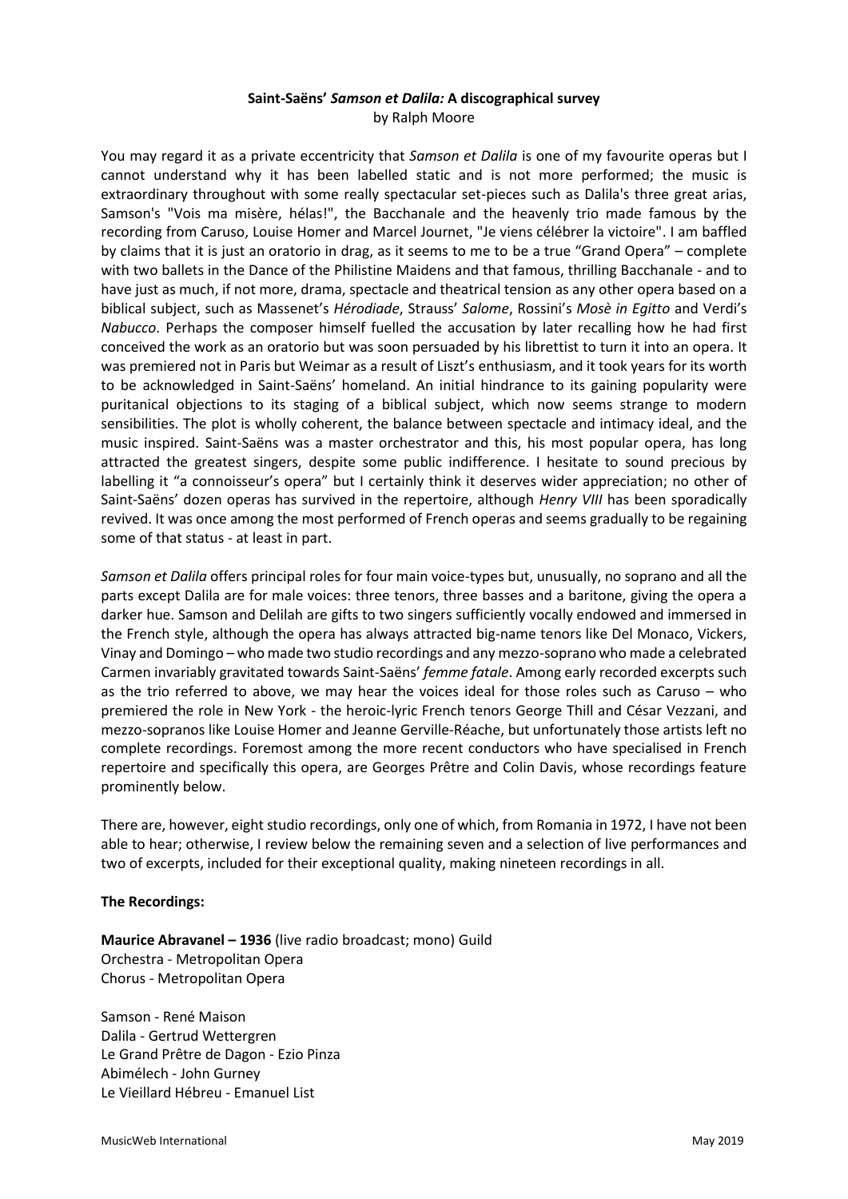**Saint-Saëns' *Samson et Dalila:* A discographical survey**
by Ralph Moore

You may regard it as a private eccentricity that *Samson et Dalila* is one of my favourite operas but I cannot understand why it has been labelled static and is not more performed; the music is extraordinary throughout with some really spectacular set-pieces such as Dalila's three great arias, Samson's "Vois ma misère, hélas!", the Bacchanale and the heavenly trio made famous by the recording from Caruso, Louise Homer and Marcel Journet, "Je viens célébrer la victoire". I am baffled by claims that it is just an oratorio in drag, as it seems to me to be a true "Grand Opera" – complete with two ballets in the Dance of the Philistine Maidens and that famous, thrilling Bacchanale - and to have just as much, if not more, drama, spectacle and theatrical tension as any other opera based on a biblical subject, such as Massenet's *Hérodiade*, Strauss' *Salome*, Rossini's *Mosè in Egitto* and Verdi's *Nabucco*. Perhaps the composer himself fuelled the accusation by later recalling how he had first conceived the work as an oratorio but was soon persuaded by his librettist to turn it into an opera. It was premiered not in Paris but Weimar as a result of Liszt's enthusiasm, and it took years for its worth to be acknowledged in Saint-Saëns' homeland. An initial hindrance to its gaining popularity were puritanical objections to its staging of a biblical subject, which now seems strange to modern sensibilities. The plot is wholly coherent, the balance between spectacle and intimacy ideal, and the music inspired. Saint-Saëns was a master orchestrator and this, his most popular opera, has long attracted the greatest singers, despite some public indifference. I hesitate to sound precious by labelling it "a connoisseur's opera" but I certainly think it deserves wider appreciation; no other of Saint-Saëns' dozen operas has survived in the repertoire, although *Henry VIII* has been sporadically revived. It was once among the most performed of French operas and seems gradually to be regaining some of that status - at least in part.

*Samson et Dalila* offers principal roles for four main voice-types but, unusually, no soprano and all the parts except Dalila are for male voices: three tenors, three basses and a baritone, giving the opera a darker hue. Samson and Delilah are gifts to two singers sufficiently vocally endowed and immersed in the French style, although the opera has always attracted big-name tenors like Del Monaco, Vickers, Vinay and Domingo – who made two studio recordings and any mezzo-soprano who made a celebrated Carmen invariably gravitated towards Saint-Saëns' *femme fatale*. Among early recorded excerpts such as the trio referred to above, we may hear the voices ideal for those roles such as Caruso – who premiered the role in New York - the heroic-lyric French tenors George Thill and César Vezzani, and mezzo-sopranos like Louise Homer and Jeanne Gerville-Réache, but unfortunately those artists left no complete recordings. Foremost among the more recent conductors who have specialised in French repertoire and specifically this opera, are Georges Prêtre and Colin Davis, whose recordings feature prominently below.

There are, however, eight studio recordings, only one of which, from Romania in 1972, I have not been able to hear; otherwise, I review below the remaining seven and a selection of live performances and two of excerpts, included for their exceptional quality, making nineteen recordings in all.

**The Recordings:**

**Maurice Abravanel – 1936** (live radio broadcast; mono) Guild
Orchestra - Metropolitan Opera
Chorus - Metropolitan Opera

Samson - René Maison
Dalila - Gertrud Wettergren
Le Grand Prêtre de Dagon - Ezio Pinza
Abimélech - John Gurney
Le Vieillard Hébreu - Emanuel List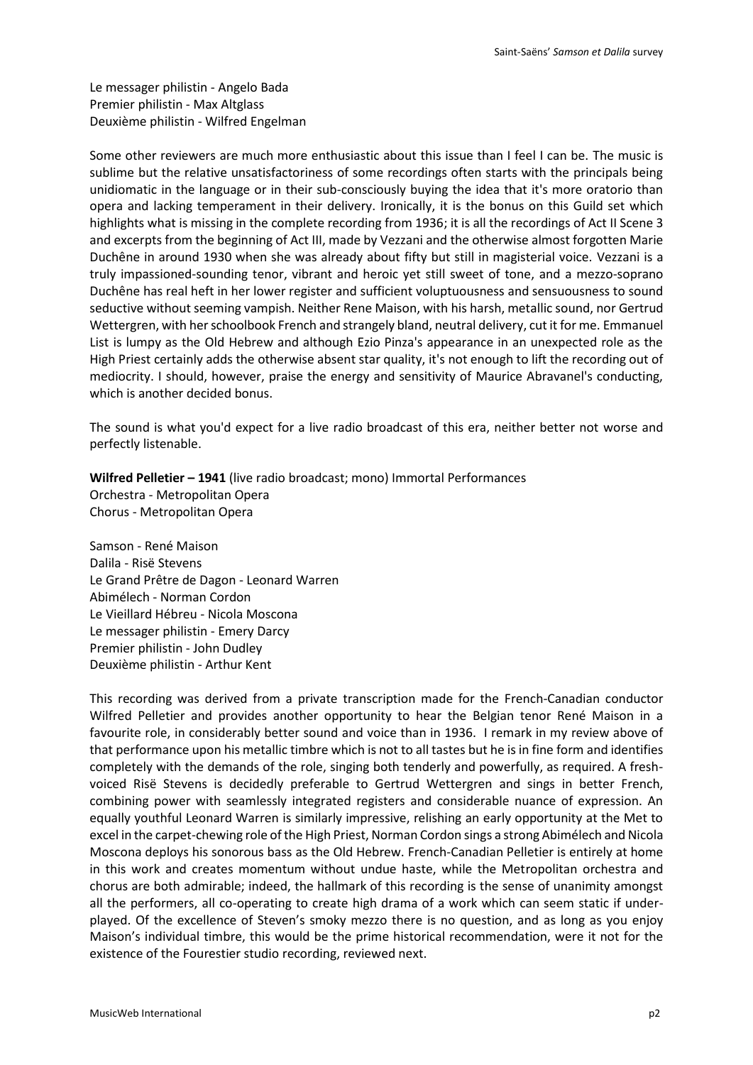Le messager philistin - Angelo Bada
Premier philistin - Max Altglass
Deuxième philistin - Wilfred Engelman

Some other reviewers are much more enthusiastic about this issue than I feel I can be. The music is sublime but the relative unsatisfactoriness of some recordings often starts with the principals being unidiomatic in the language or in their sub-consciously buying the idea that it's more oratorio than opera and lacking temperament in their delivery. Ironically, it is the bonus on this Guild set which highlights what is missing in the complete recording from 1936; it is all the recordings of Act II Scene 3 and excerpts from the beginning of Act III, made by Vezzani and the otherwise almost forgotten Marie Duchêne in around 1930 when she was already about fifty but still in magisterial voice. Vezzani is a truly impassioned-sounding tenor, vibrant and heroic yet still sweet of tone, and a mezzo-soprano Duchêne has real heft in her lower register and sufficient voluptuousness and sensuousness to sound seductive without seeming vampish. Neither Rene Maison, with his harsh, metallic sound, nor Gertrud Wettergren, with her schoolbook French and strangely bland, neutral delivery, cut it for me. Emmanuel List is lumpy as the Old Hebrew and although Ezio Pinza's appearance in an unexpected role as the High Priest certainly adds the otherwise absent star quality, it's not enough to lift the recording out of mediocrity. I should, however, praise the energy and sensitivity of Maurice Abravanel's conducting, which is another decided bonus.

The sound is what you'd expect for a live radio broadcast of this era, neither better not worse and perfectly listenable.

**Wilfred Pelletier – 1941** (live radio broadcast; mono) Immortal Performances
Orchestra - Metropolitan Opera
Chorus - Metropolitan Opera

Samson - René Maison
Dalila - Risë Stevens
Le Grand Prêtre de Dagon - Leonard Warren
Abimélech - Norman Cordon
Le Vieillard Hébreu - Nicola Moscona
Le messager philistin - Emery Darcy
Premier philistin - John Dudley
Deuxième philistin - Arthur Kent

This recording was derived from a private transcription made for the French-Canadian conductor Wilfred Pelletier and provides another opportunity to hear the Belgian tenor René Maison in a favourite role, in considerably better sound and voice than in 1936. I remark in my review above of that performance upon his metallic timbre which is not to all tastes but he is in fine form and identifies completely with the demands of the role, singing both tenderly and powerfully, as required. A fresh-voiced Risë Stevens is decidedly preferable to Gertrud Wettergren and sings in better French, combining power with seamlessly integrated registers and considerable nuance of expression. An equally youthful Leonard Warren is similarly impressive, relishing an early opportunity at the Met to excel in the carpet-chewing role of the High Priest, Norman Cordon sings a strong Abimélech and Nicola Moscona deploys his sonorous bass as the Old Hebrew. French-Canadian Pelletier is entirely at home in this work and creates momentum without undue haste, while the Metropolitan orchestra and chorus are both admirable; indeed, the hallmark of this recording is the sense of unanimity amongst all the performers, all co-operating to create high drama of a work which can seem static if under-played. Of the excellence of Steven's smoky mezzo there is no question, and as long as you enjoy Maison's individual timbre, this would be the prime historical recommendation, were it not for the existence of the Fourestier studio recording, reviewed next.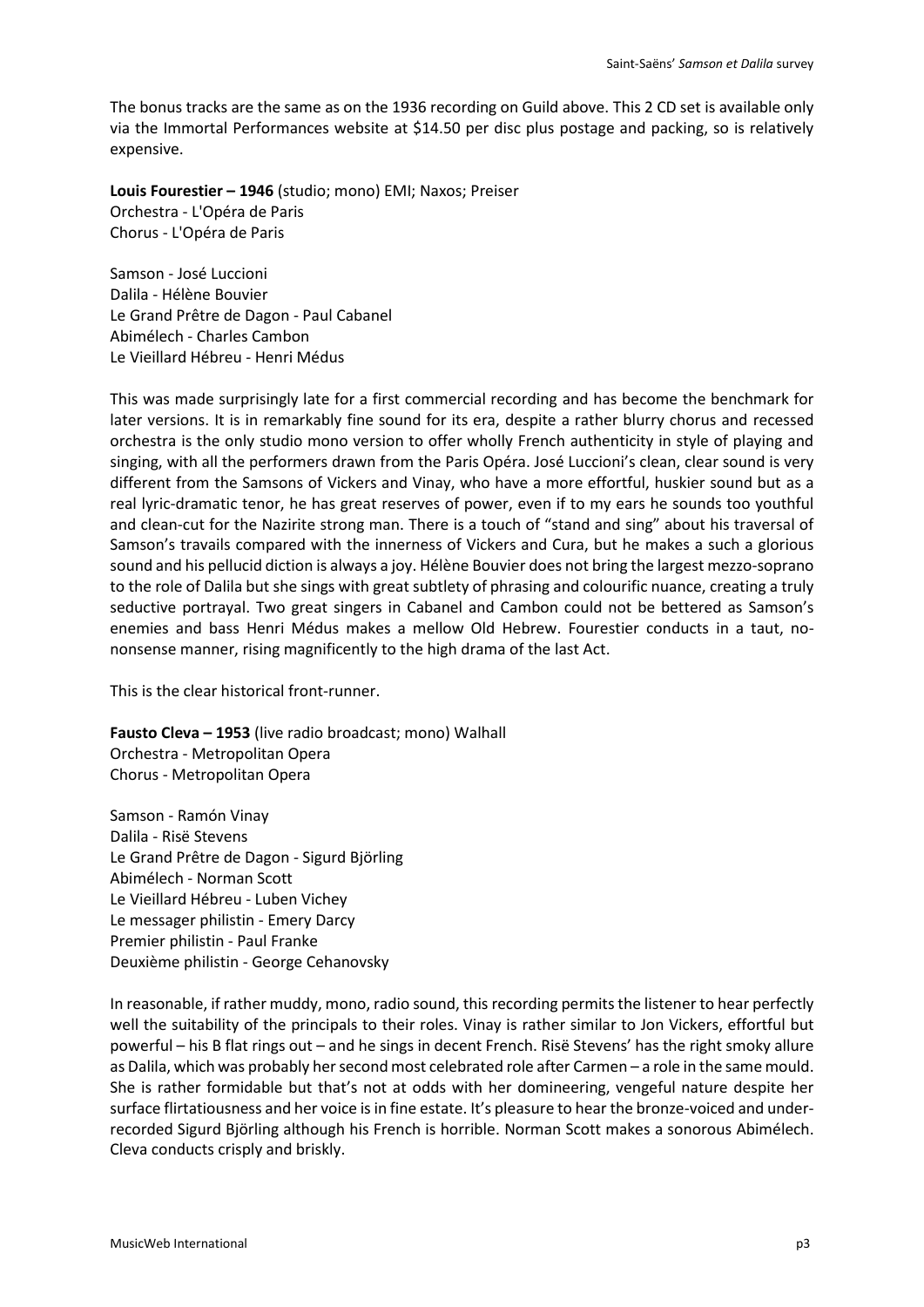The bonus tracks are the same as on the 1936 recording on Guild above. This 2 CD set is available only via the Immortal Performances website at $14.50 per disc plus postage and packing, so is relatively expensive.

**Louis Fourestier – 1946** (studio; mono) EMI; Naxos; Preiser
Orchestra - L'Opéra de Paris
Chorus - L'Opéra de Paris

Samson - José Luccioni
Dalila - Hélène Bouvier
Le Grand Prêtre de Dagon - Paul Cabanel
Abimélech - Charles Cambon
Le Vieillard Hébreu - Henri Médus

This was made surprisingly late for a first commercial recording and has become the benchmark for later versions. It is in remarkably fine sound for its era, despite a rather blurry chorus and recessed orchestra is the only studio mono version to offer wholly French authenticity in style of playing and singing, with all the performers drawn from the Paris Opéra. José Luccioni's clean, clear sound is very different from the Samsons of Vickers and Vinay, who have a more effortful, huskier sound but as a real lyric-dramatic tenor, he has great reserves of power, even if to my ears he sounds too youthful and clean-cut for the Nazirite strong man. There is a touch of "stand and sing" about his traversal of Samson's travails compared with the innerness of Vickers and Cura, but he makes a such a glorious sound and his pellucid diction is always a joy. Hélène Bouvier does not bring the largest mezzo-soprano to the role of Dalila but she sings with great subtlety of phrasing and colourific nuance, creating a truly seductive portrayal. Two great singers in Cabanel and Cambon could not be bettered as Samson's enemies and bass Henri Médus makes a mellow Old Hebrew. Fourestier conducts in a taut, no-nonsense manner, rising magnificently to the high drama of the last Act.

This is the clear historical front-runner.

**Fausto Cleva – 1953** (live radio broadcast; mono) Walhall
Orchestra - Metropolitan Opera
Chorus - Metropolitan Opera

Samson - Ramón Vinay
Dalila - Risë Stevens
Le Grand Prêtre de Dagon - Sigurd Björling
Abimélech - Norman Scott
Le Vieillard Hébreu - Luben Vichey
Le messager philistin - Emery Darcy
Premier philistin - Paul Franke
Deuxième philistin - George Cehanovsky

In reasonable, if rather muddy, mono, radio sound, this recording permits the listener to hear perfectly well the suitability of the principals to their roles. Vinay is rather similar to Jon Vickers, effortful but powerful – his B flat rings out – and he sings in decent French. Risë Stevens' has the right smoky allure as Dalila, which was probably her second most celebrated role after Carmen – a role in the same mould. She is rather formidable but that's not at odds with her domineering, vengeful nature despite her surface flirtatiousness and her voice is in fine estate. It's pleasure to hear the bronze-voiced and under-recorded Sigurd Björling although his French is horrible. Norman Scott makes a sonorous Abimélech. Cleva conducts crisply and briskly.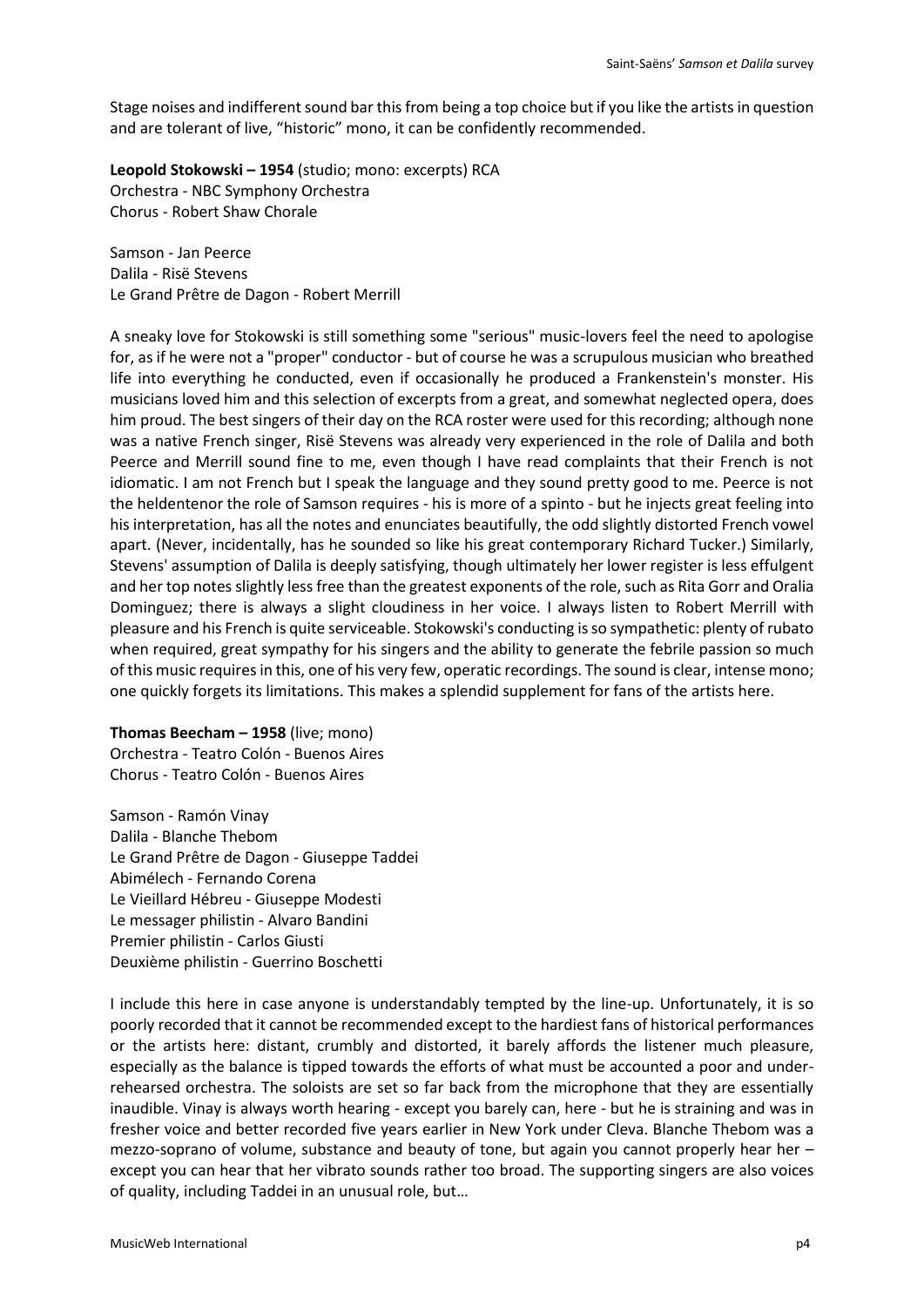Stage noises and indifferent sound bar this from being a top choice but if you like the artists in question and are tolerant of live, "historic" mono, it can be confidently recommended.

**Leopold Stokowski – 1954** (studio; mono: excerpts) RCA
Orchestra - NBC Symphony Orchestra
Chorus - Robert Shaw Chorale

Samson - Jan Peerce
Dalila - Risë Stevens
Le Grand Prêtre de Dagon - Robert Merrill

A sneaky love for Stokowski is still something some "serious" music-lovers feel the need to apologise for, as if he were not a "proper" conductor - but of course he was a scrupulous musician who breathed life into everything he conducted, even if occasionally he produced a Frankenstein's monster. His musicians loved him and this selection of excerpts from a great, and somewhat neglected opera, does him proud. The best singers of their day on the RCA roster were used for this recording; although none was a native French singer, Risë Stevens was already very experienced in the role of Dalila and both Peerce and Merrill sound fine to me, even though I have read complaints that their French is not idiomatic. I am not French but I speak the language and they sound pretty good to me. Peerce is not the heldentenor the role of Samson requires - his is more of a spinto - but he injects great feeling into his interpretation, has all the notes and enunciates beautifully, the odd slightly distorted French vowel apart. (Never, incidentally, has he sounded so like his great contemporary Richard Tucker.) Similarly, Stevens' assumption of Dalila is deeply satisfying, though ultimately her lower register is less effulgent and her top notes slightly less free than the greatest exponents of the role, such as Rita Gorr and Oralia Dominguez; there is always a slight cloudiness in her voice. I always listen to Robert Merrill with pleasure and his French is quite serviceable. Stokowski's conducting is so sympathetic: plenty of rubato when required, great sympathy for his singers and the ability to generate the febrile passion so much of this music requires in this, one of his very few, operatic recordings. The sound is clear, intense mono; one quickly forgets its limitations. This makes a splendid supplement for fans of the artists here.

**Thomas Beecham – 1958** (live; mono)
Orchestra - Teatro Colón - Buenos Aires
Chorus - Teatro Colón - Buenos Aires

Samson - Ramón Vinay
Dalila - Blanche Thebom
Le Grand Prêtre de Dagon - Giuseppe Taddei
Abimélech - Fernando Corena
Le Vieillard Hébreu - Giuseppe Modesti
Le messager philistin - Alvaro Bandini
Premier philistin - Carlos Giusti
Deuxième philistin - Guerrino Boschetti

I include this here in case anyone is understandably tempted by the line-up. Unfortunately, it is so poorly recorded that it cannot be recommended except to the hardiest fans of historical performances or the artists here: distant, crumbly and distorted, it barely affords the listener much pleasure, especially as the balance is tipped towards the efforts of what must be accounted a poor and under-rehearsed orchestra. The soloists are set so far back from the microphone that they are essentially inaudible. Vinay is always worth hearing - except you barely can, here - but he is straining and was in fresher voice and better recorded five years earlier in New York under Cleva. Blanche Thebom was a mezzo-soprano of volume, substance and beauty of tone, but again you cannot properly hear her – except you can hear that her vibrato sounds rather too broad. The supporting singers are also voices of quality, including Taddei in an unusual role, but…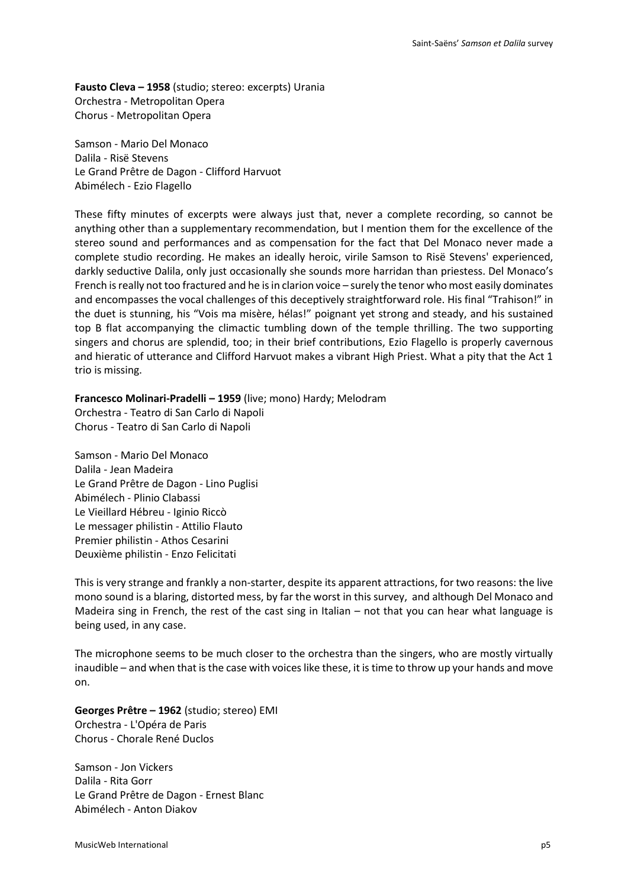**Fausto Cleva – 1958** (studio; stereo: excerpts) Urania
Orchestra - Metropolitan Opera
Chorus - Metropolitan Opera

Samson - Mario Del Monaco
Dalila - Risë Stevens
Le Grand Prêtre de Dagon - Clifford Harvuot
Abimélech - Ezio Flagello

These fifty minutes of excerpts were always just that, never a complete recording, so cannot be anything other than a supplementary recommendation, but I mention them for the excellence of the stereo sound and performances and as compensation for the fact that Del Monaco never made a complete studio recording. He makes an ideally heroic, virile Samson to Risë Stevens' experienced, darkly seductive Dalila, only just occasionally she sounds more harridan than priestess. Del Monaco's French is really not too fractured and he is in clarion voice – surely the tenor who most easily dominates and encompasses the vocal challenges of this deceptively straightforward role. His final "Trahison!" in the duet is stunning, his "Vois ma misère, hélas!" poignant yet strong and steady, and his sustained top B flat accompanying the climactic tumbling down of the temple thrilling. The two supporting singers and chorus are splendid, too; in their brief contributions, Ezio Flagello is properly cavernous and hieratic of utterance and Clifford Harvuot makes a vibrant High Priest. What a pity that the Act 1 trio is missing.

**Francesco Molinari-Pradelli – 1959** (live; mono) Hardy; Melodram
Orchestra - Teatro di San Carlo di Napoli
Chorus - Teatro di San Carlo di Napoli

Samson - Mario Del Monaco
Dalila - Jean Madeira
Le Grand Prêtre de Dagon - Lino Puglisi
Abimélech - Plinio Clabassi
Le Vieillard Hébreu - Iginio Riccò
Le messager philistin - Attilio Flauto
Premier philistin - Athos Cesarini
Deuxième philistin - Enzo Felicitati

This is very strange and frankly a non-starter, despite its apparent attractions, for two reasons: the live mono sound is a blaring, distorted mess, by far the worst in this survey, and although Del Monaco and Madeira sing in French, the rest of the cast sing in Italian – not that you can hear what language is being used, in any case.

The microphone seems to be much closer to the orchestra than the singers, who are mostly virtually inaudible – and when that is the case with voices like these, it is time to throw up your hands and move on.

**Georges Prêtre – 1962** (studio; stereo) EMI
Orchestra - L'Opéra de Paris
Chorus - Chorale René Duclos

Samson - Jon Vickers
Dalila - Rita Gorr
Le Grand Prêtre de Dagon - Ernest Blanc
Abimélech - Anton Diakov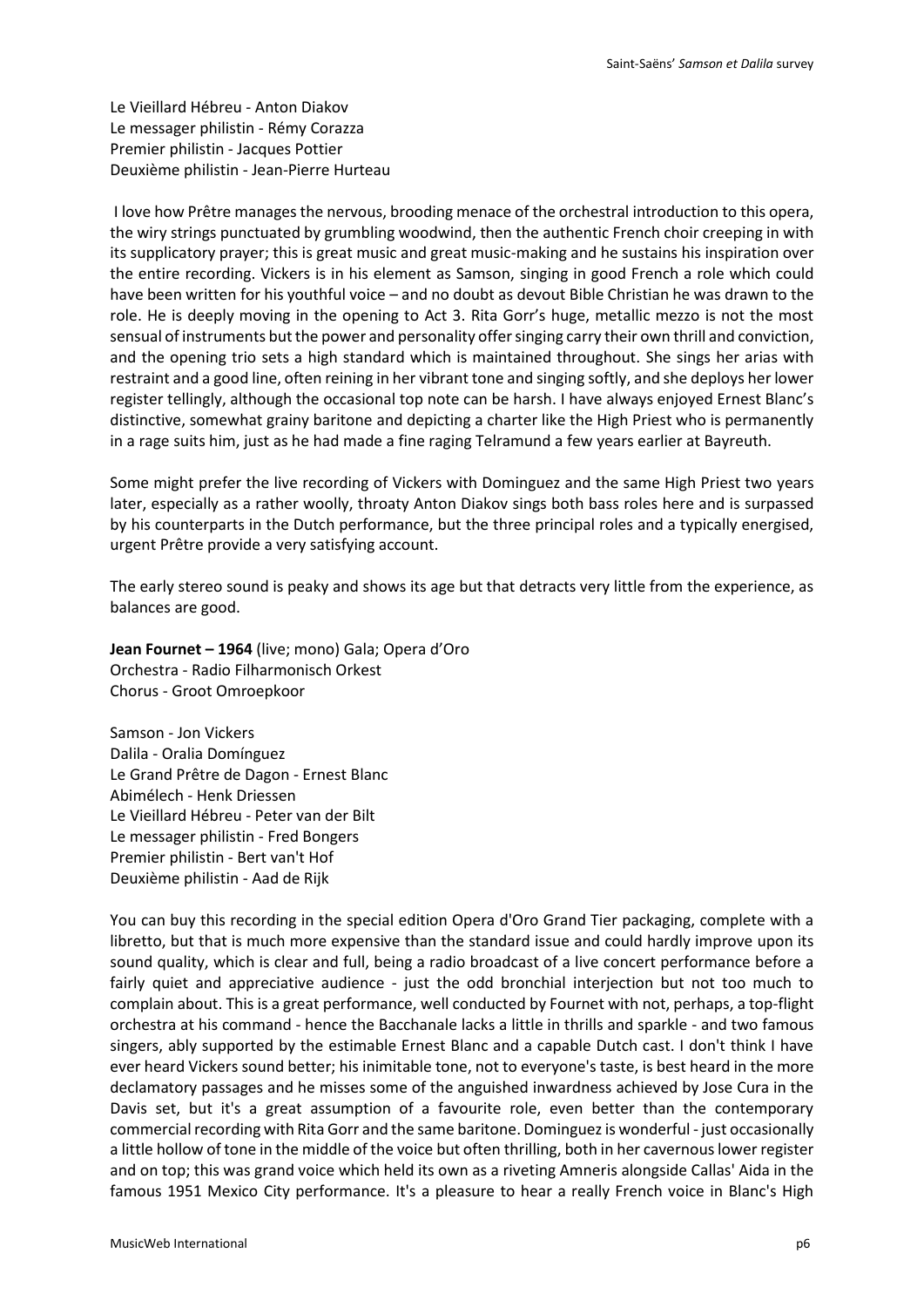Le Vieillard Hébreu - Anton Diakov
Le messager philistin - Rémy Corazza
Premier philistin - Jacques Pottier
Deuxième philistin - Jean-Pierre Hurteau

I love how Prêtre manages the nervous, brooding menace of the orchestral introduction to this opera, the wiry strings punctuated by grumbling woodwind, then the authentic French choir creeping in with its supplicatory prayer; this is great music and great music-making and he sustains his inspiration over the entire recording. Vickers is in his element as Samson, singing in good French a role which could have been written for his youthful voice – and no doubt as devout Bible Christian he was drawn to the role. He is deeply moving in the opening to Act 3. Rita Gorr's huge, metallic mezzo is not the most sensual of instruments but the power and personality offer singing carry their own thrill and conviction, and the opening trio sets a high standard which is maintained throughout. She sings her arias with restraint and a good line, often reining in her vibrant tone and singing softly, and she deploys her lower register tellingly, although the occasional top note can be harsh. I have always enjoyed Ernest Blanc's distinctive, somewhat grainy baritone and depicting a charter like the High Priest who is permanently in a rage suits him, just as he had made a fine raging Telramund a few years earlier at Bayreuth.

Some might prefer the live recording of Vickers with Dominguez and the same High Priest two years later, especially as a rather woolly, throaty Anton Diakov sings both bass roles here and is surpassed by his counterparts in the Dutch performance, but the three principal roles and a typically energised, urgent Prêtre provide a very satisfying account.

The early stereo sound is peaky and shows its age but that detracts very little from the experience, as balances are good.

**Jean Fournet – 1964** (live; mono) Gala; Opera d'Oro
Orchestra - Radio Filharmonisch Orkest
Chorus - Groot Omroepkoor

Samson - Jon Vickers
Dalila - Oralia Domínguez
Le Grand Prêtre de Dagon - Ernest Blanc
Abimélech - Henk Driessen
Le Vieillard Hébreu - Peter van der Bilt
Le messager philistin - Fred Bongers
Premier philistin - Bert van't Hof
Deuxième philistin - Aad de Rijk

You can buy this recording in the special edition Opera d'Oro Grand Tier packaging, complete with a libretto, but that is much more expensive than the standard issue and could hardly improve upon its sound quality, which is clear and full, being a radio broadcast of a live concert performance before a fairly quiet and appreciative audience - just the odd bronchial interjection but not too much to complain about. This is a great performance, well conducted by Fournet with not, perhaps, a top-flight orchestra at his command - hence the Bacchanale lacks a little in thrills and sparkle - and two famous singers, ably supported by the estimable Ernest Blanc and a capable Dutch cast. I don't think I have ever heard Vickers sound better; his inimitable tone, not to everyone's taste, is best heard in the more declamatory passages and he misses some of the anguished inwardness achieved by Jose Cura in the Davis set, but it's a great assumption of a favourite role, even better than the contemporary commercial recording with Rita Gorr and the same baritone. Dominguez is wonderful - just occasionally a little hollow of tone in the middle of the voice but often thrilling, both in her cavernous lower register and on top; this was grand voice which held its own as a riveting Amneris alongside Callas' Aida in the famous 1951 Mexico City performance. It's a pleasure to hear a really French voice in Blanc's High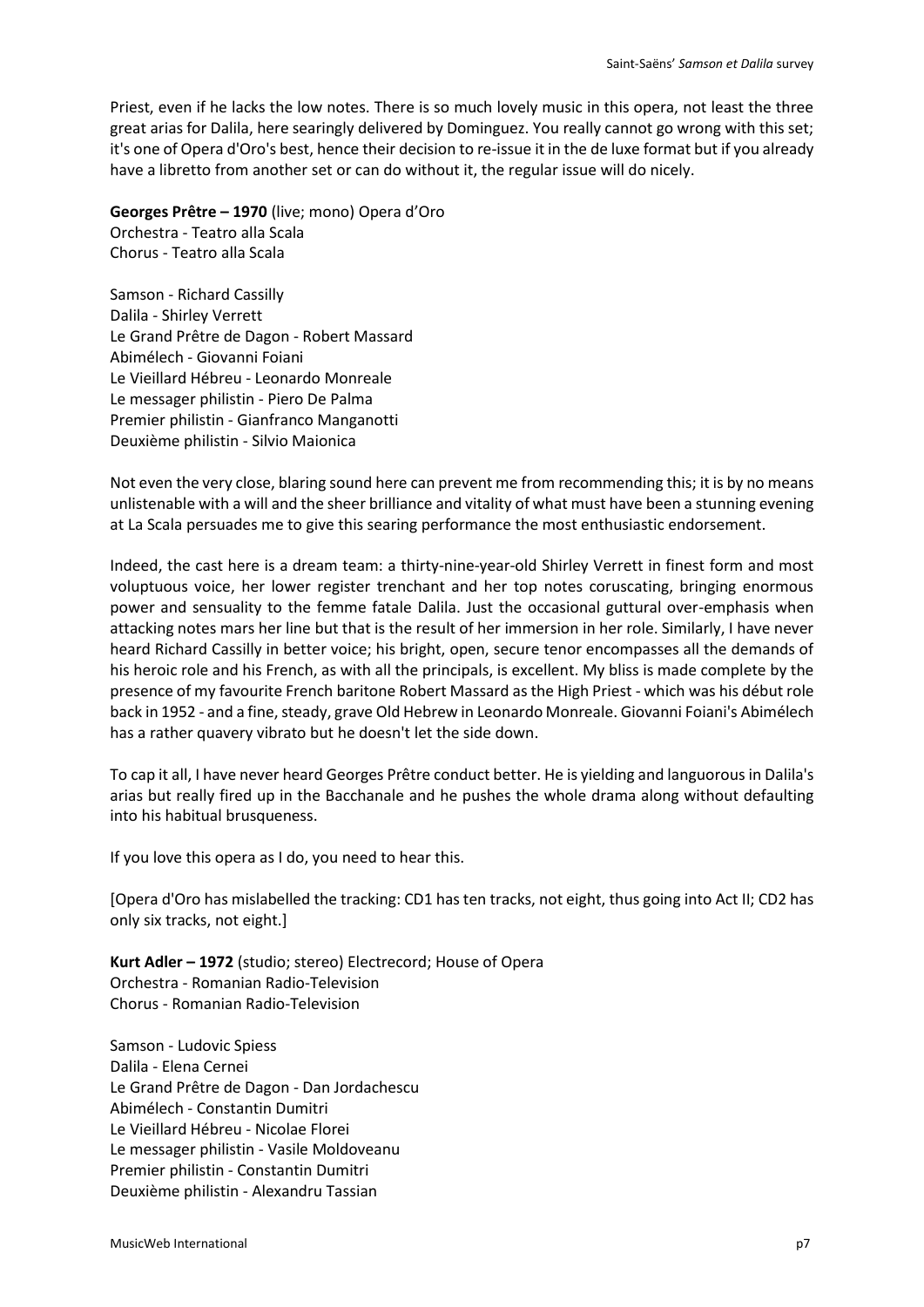Priest, even if he lacks the low notes. There is so much lovely music in this opera, not least the three great arias for Dalila, here searingly delivered by Dominguez. You really cannot go wrong with this set; it's one of Opera d'Oro's best, hence their decision to re-issue it in the de luxe format but if you already have a libretto from another set or can do without it, the regular issue will do nicely.

**Georges Prêtre – 1970** (live; mono) Opera d'Oro
Orchestra - Teatro alla Scala
Chorus - Teatro alla Scala

Samson - Richard Cassilly
Dalila - Shirley Verrett
Le Grand Prêtre de Dagon - Robert Massard
Abimélech - Giovanni Foiani
Le Vieillard Hébreu - Leonardo Monreale
Le messager philistin - Piero De Palma
Premier philistin - Gianfranco Manganotti
Deuxième philistin - Silvio Maionica

Not even the very close, blaring sound here can prevent me from recommending this; it is by no means unlistenable with a will and the sheer brilliance and vitality of what must have been a stunning evening at La Scala persuades me to give this searing performance the most enthusiastic endorsement.

Indeed, the cast here is a dream team: a thirty-nine-year-old Shirley Verrett in finest form and most voluptuous voice, her lower register trenchant and her top notes coruscating, bringing enormous power and sensuality to the femme fatale Dalila. Just the occasional guttural over-emphasis when attacking notes mars her line but that is the result of her immersion in her role. Similarly, I have never heard Richard Cassilly in better voice; his bright, open, secure tenor encompasses all the demands of his heroic role and his French, as with all the principals, is excellent. My bliss is made complete by the presence of my favourite French baritone Robert Massard as the High Priest - which was his début role back in 1952 - and a fine, steady, grave Old Hebrew in Leonardo Monreale. Giovanni Foiani's Abimélech has a rather quavery vibrato but he doesn't let the side down.

To cap it all, I have never heard Georges Prêtre conduct better. He is yielding and languorous in Dalila's arias but really fired up in the Bacchanale and he pushes the whole drama along without defaulting into his habitual brusqueness.

If you love this opera as I do, you need to hear this.

[Opera d'Oro has mislabelled the tracking: CD1 has ten tracks, not eight, thus going into Act II; CD2 has only six tracks, not eight.]

**Kurt Adler – 1972** (studio; stereo) Electrecord; House of Opera
Orchestra - Romanian Radio-Television
Chorus - Romanian Radio-Television

Samson - Ludovic Spiess
Dalila - Elena Cernei
Le Grand Prêtre de Dagon - Dan Jordachescu
Abimélech - Constantin Dumitri
Le Vieillard Hébreu - Nicolae Florei
Le messager philistin - Vasile Moldoveanu
Premier philistin - Constantin Dumitri
Deuxième philistin - Alexandru Tassian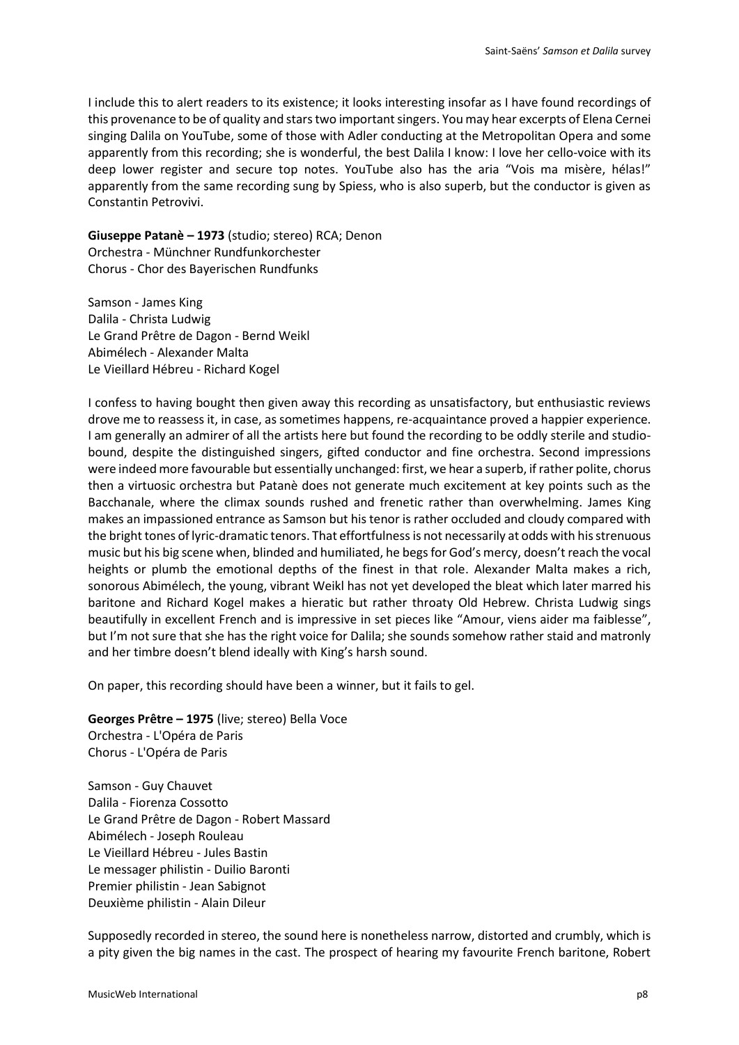I include this to alert readers to its existence; it looks interesting insofar as I have found recordings of this provenance to be of quality and stars two important singers. You may hear excerpts of Elena Cernei singing Dalila on YouTube, some of those with Adler conducting at the Metropolitan Opera and some apparently from this recording; she is wonderful, the best Dalila I know: I love her cello-voice with its deep lower register and secure top notes. YouTube also has the aria "Vois ma misère, hélas!" apparently from the same recording sung by Spiess, who is also superb, but the conductor is given as Constantin Petrovivi.

**Giuseppe Patanè – 1973** (studio; stereo) RCA; Denon
Orchestra - Münchner Rundfunkorchester
Chorus - Chor des Bayerischen Rundfunks

Samson - James King
Dalila - Christa Ludwig
Le Grand Prêtre de Dagon - Bernd Weikl
Abimélech - Alexander Malta
Le Vieillard Hébreu - Richard Kogel

I confess to having bought then given away this recording as unsatisfactory, but enthusiastic reviews drove me to reassess it, in case, as sometimes happens, re-acquaintance proved a happier experience. I am generally an admirer of all the artists here but found the recording to be oddly sterile and studio-bound, despite the distinguished singers, gifted conductor and fine orchestra. Second impressions were indeed more favourable but essentially unchanged: first, we hear a superb, if rather polite, chorus then a virtuosic orchestra but Patanè does not generate much excitement at key points such as the Bacchanale, where the climax sounds rushed and frenetic rather than overwhelming. James King makes an impassioned entrance as Samson but his tenor is rather occluded and cloudy compared with the bright tones of lyric-dramatic tenors. That effortfulness is not necessarily at odds with his strenuous music but his big scene when, blinded and humiliated, he begs for God's mercy, doesn't reach the vocal heights or plumb the emotional depths of the finest in that role. Alexander Malta makes a rich, sonorous Abimélech, the young, vibrant Weikl has not yet developed the bleat which later marred his baritone and Richard Kogel makes a hieratic but rather throaty Old Hebrew. Christa Ludwig sings beautifully in excellent French and is impressive in set pieces like "Amour, viens aider ma faiblesse", but I'm not sure that she has the right voice for Dalila; she sounds somehow rather staid and matronly and her timbre doesn't blend ideally with King's harsh sound.

On paper, this recording should have been a winner, but it fails to gel.

**Georges Prêtre – 1975** (live; stereo) Bella Voce
Orchestra - L'Opéra de Paris
Chorus - L'Opéra de Paris

Samson - Guy Chauvet
Dalila - Fiorenza Cossotto
Le Grand Prêtre de Dagon - Robert Massard
Abimélech - Joseph Rouleau
Le Vieillard Hébreu - Jules Bastin
Le messager philistin - Duilio Baronti
Premier philistin - Jean Sabignot
Deuxième philistin - Alain Dileur

Supposedly recorded in stereo, the sound here is nonetheless narrow, distorted and crumbly, which is a pity given the big names in the cast. The prospect of hearing my favourite French baritone, Robert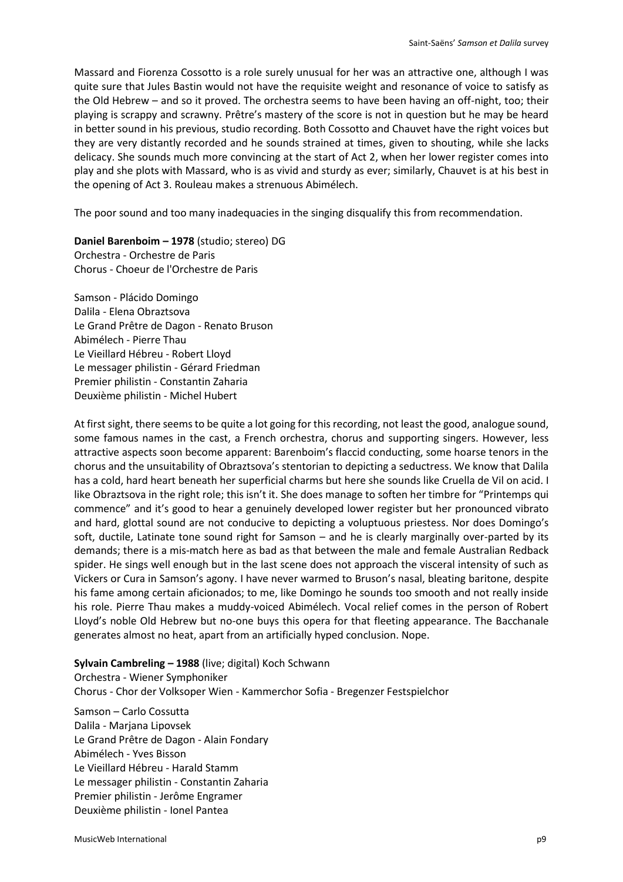Massard and Fiorenza Cossotto is a role surely unusual for her was an attractive one, although I was quite sure that Jules Bastin would not have the requisite weight and resonance of voice to satisfy as the Old Hebrew – and so it proved. The orchestra seems to have been having an off-night, too; their playing is scrappy and scrawny. Prêtre's mastery of the score is not in question but he may be heard in better sound in his previous, studio recording. Both Cossotto and Chauvet have the right voices but they are very distantly recorded and he sounds strained at times, given to shouting, while she lacks delicacy. She sounds much more convincing at the start of Act 2, when her lower register comes into play and she plots with Massard, who is as vivid and sturdy as ever; similarly, Chauvet is at his best in the opening of Act 3. Rouleau makes a strenuous Abimélech.

The poor sound and too many inadequacies in the singing disqualify this from recommendation.

**Daniel Barenboim – 1978** (studio; stereo) DG
Orchestra - Orchestre de Paris
Chorus - Choeur de l'Orchestre de Paris

Samson - Plácido Domingo
Dalila - Elena Obraztsova
Le Grand Prêtre de Dagon - Renato Bruson
Abimélech - Pierre Thau
Le Vieillard Hébreu - Robert Lloyd
Le messager philistin - Gérard Friedman
Premier philistin - Constantin Zaharia
Deuxième philistin - Michel Hubert

At first sight, there seems to be quite a lot going for this recording, not least the good, analogue sound, some famous names in the cast, a French orchestra, chorus and supporting singers. However, less attractive aspects soon become apparent: Barenboim's flaccid conducting, some hoarse tenors in the chorus and the unsuitability of Obraztsova's stentorian to depicting a seductress. We know that Dalila has a cold, hard heart beneath her superficial charms but here she sounds like Cruella de Vil on acid. I like Obraztsova in the right role; this isn't it. She does manage to soften her timbre for "Printemps qui commence" and it's good to hear a genuinely developed lower register but her pronounced vibrato and hard, glottal sound are not conducive to depicting a voluptuous priestess. Nor does Domingo's soft, ductile, Latinate tone sound right for Samson – and he is clearly marginally over-parted by its demands; there is a mis-match here as bad as that between the male and female Australian Redback spider. He sings well enough but in the last scene does not approach the visceral intensity of such as Vickers or Cura in Samson's agony. I have never warmed to Bruson's nasal, bleating baritone, despite his fame among certain aficionados; to me, like Domingo he sounds too smooth and not really inside his role. Pierre Thau makes a muddy-voiced Abimélech. Vocal relief comes in the person of Robert Lloyd's noble Old Hebrew but no-one buys this opera for that fleeting appearance. The Bacchanale generates almost no heat, apart from an artificially hyped conclusion. Nope.

**Sylvain Cambreling – 1988** (live; digital) Koch Schwann
Orchestra - Wiener Symphoniker
Chorus - Chor der Volksoper Wien - Kammerchor Sofia - Bregenzer Festspielchor

Samson – Carlo Cossutta
Dalila - Marjana Lipovsek
Le Grand Prêtre de Dagon - Alain Fondary
Abimélech - Yves Bisson
Le Vieillard Hébreu - Harald Stamm
Le messager philistin - Constantin Zaharia
Premier philistin - Jerôme Engramer
Deuxième philistin - Ionel Pantea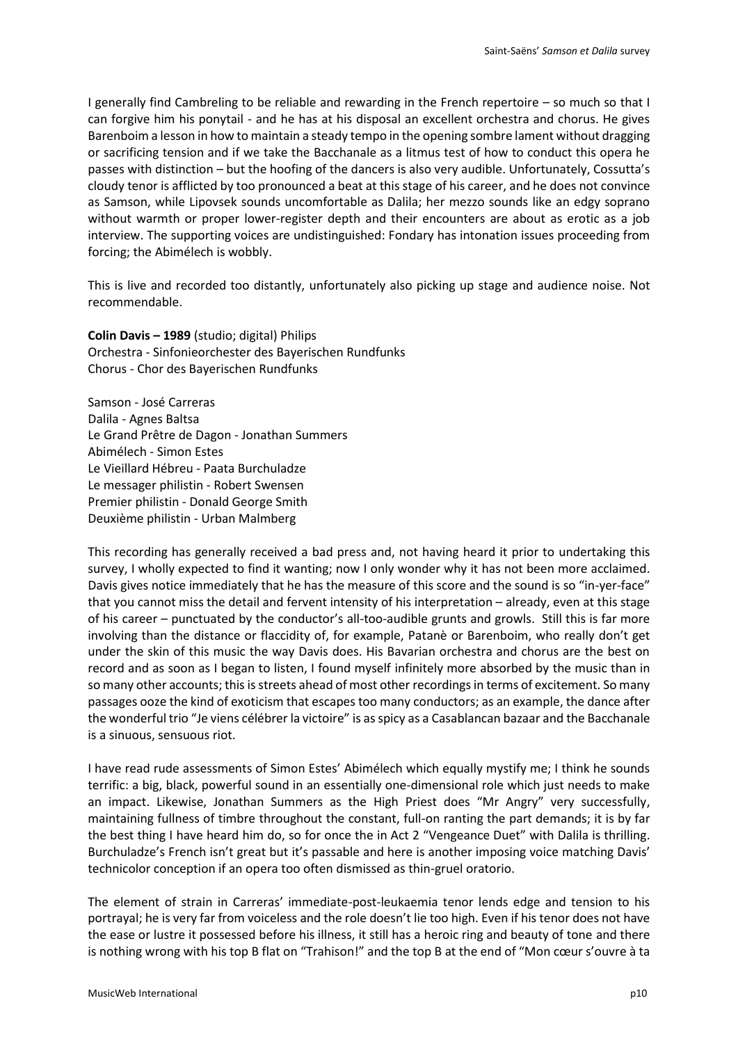I generally find Cambreling to be reliable and rewarding in the French repertoire – so much so that I can forgive him his ponytail - and he has at his disposal an excellent orchestra and chorus. He gives Barenboim a lesson in how to maintain a steady tempo in the opening sombre lament without dragging or sacrificing tension and if we take the Bacchanale as a litmus test of how to conduct this opera he passes with distinction – but the hoofing of the dancers is also very audible. Unfortunately, Cossutta's cloudy tenor is afflicted by too pronounced a beat at this stage of his career, and he does not convince as Samson, while Lipovsek sounds uncomfortable as Dalila; her mezzo sounds like an edgy soprano without warmth or proper lower-register depth and their encounters are about as erotic as a job interview. The supporting voices are undistinguished: Fondary has intonation issues proceeding from forcing; the Abimélech is wobbly.

This is live and recorded too distantly, unfortunately also picking up stage and audience noise. Not recommendable.

**Colin Davis – 1989** (studio; digital) Philips
Orchestra - Sinfonieorchester des Bayerischen Rundfunks
Chorus - Chor des Bayerischen Rundfunks

Samson - José Carreras
Dalila - Agnes Baltsa
Le Grand Prêtre de Dagon - Jonathan Summers
Abimélech - Simon Estes
Le Vieillard Hébreu - Paata Burchuladze
Le messager philistin - Robert Swensen
Premier philistin - Donald George Smith
Deuxième philistin - Urban Malmberg

This recording has generally received a bad press and, not having heard it prior to undertaking this survey, I wholly expected to find it wanting; now I only wonder why it has not been more acclaimed. Davis gives notice immediately that he has the measure of this score and the sound is so "in-yer-face" that you cannot miss the detail and fervent intensity of his interpretation – already, even at this stage of his career – punctuated by the conductor's all-too-audible grunts and growls. Still this is far more involving than the distance or flaccidity of, for example, Patanè or Barenboim, who really don't get under the skin of this music the way Davis does. His Bavarian orchestra and chorus are the best on record and as soon as I began to listen, I found myself infinitely more absorbed by the music than in so many other accounts; this is streets ahead of most other recordings in terms of excitement. So many passages ooze the kind of exoticism that escapes too many conductors; as an example, the dance after the wonderful trio "Je viens célébrer la victoire" is as spicy as a Casablancan bazaar and the Bacchanale is a sinuous, sensuous riot.

I have read rude assessments of Simon Estes' Abimélech which equally mystify me; I think he sounds terrific: a big, black, powerful sound in an essentially one-dimensional role which just needs to make an impact. Likewise, Jonathan Summers as the High Priest does "Mr Angry" very successfully, maintaining fullness of timbre throughout the constant, full-on ranting the part demands; it is by far the best thing I have heard him do, so for once the in Act 2 "Vengeance Duet" with Dalila is thrilling. Burchuladze's French isn't great but it's passable and here is another imposing voice matching Davis' technicolor conception if an opera too often dismissed as thin-gruel oratorio.

The element of strain in Carreras' immediate-post-leukaemia tenor lends edge and tension to his portrayal; he is very far from voiceless and the role doesn't lie too high. Even if his tenor does not have the ease or lustre it possessed before his illness, it still has a heroic ring and beauty of tone and there is nothing wrong with his top B flat on "Trahison!" and the top B at the end of "Mon cœur s'ouvre à ta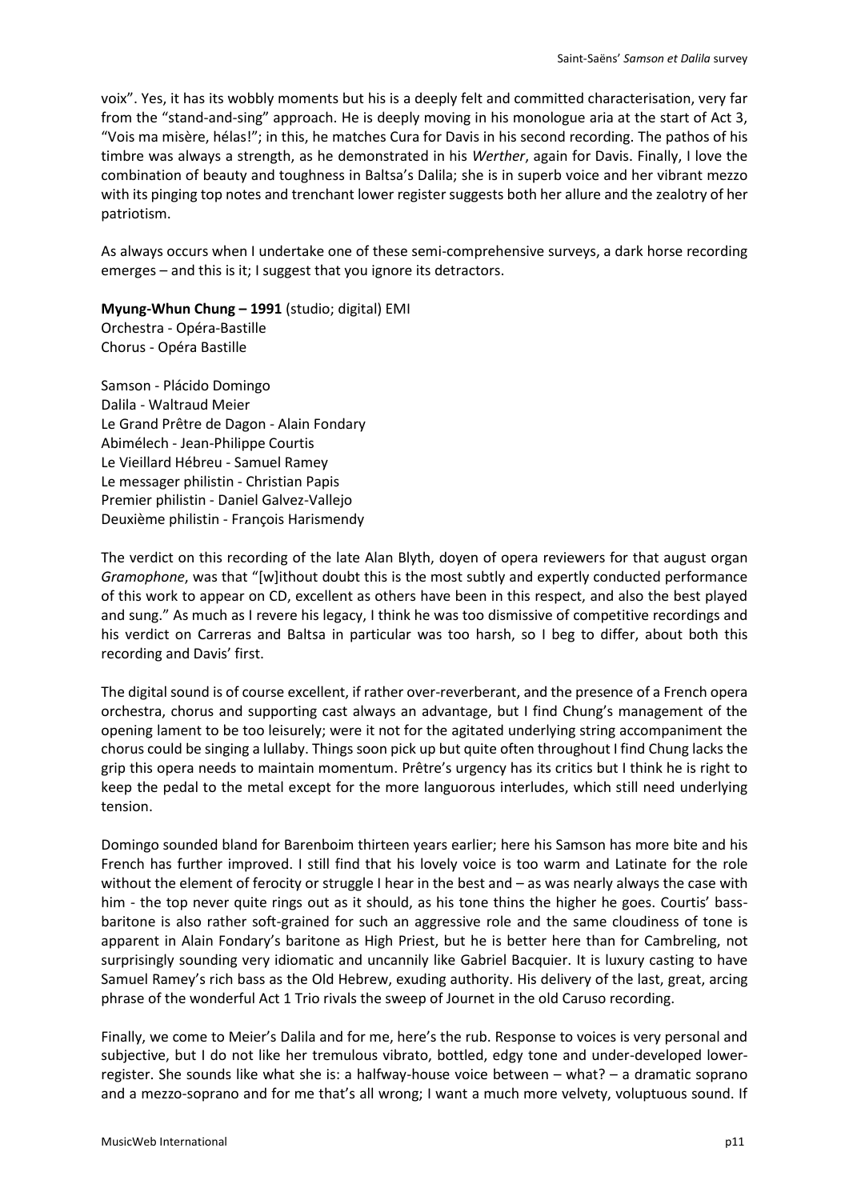voix". Yes, it has its wobbly moments but his is a deeply felt and committed characterisation, very far from the "stand-and-sing" approach. He is deeply moving in his monologue aria at the start of Act 3, "Vois ma misère, hélas!"; in this, he matches Cura for Davis in his second recording. The pathos of his timbre was always a strength, as he demonstrated in his *Werther*, again for Davis. Finally, I love the combination of beauty and toughness in Baltsa's Dalila; she is in superb voice and her vibrant mezzo with its pinging top notes and trenchant lower register suggests both her allure and the zealotry of her patriotism.

As always occurs when I undertake one of these semi-comprehensive surveys, a dark horse recording emerges – and this is it; I suggest that you ignore its detractors.

**Myung-Whun Chung – 1991** (studio; digital) EMI
Orchestra - Opéra-Bastille
Chorus - Opéra Bastille

Samson - Plácido Domingo
Dalila - Waltraud Meier
Le Grand Prêtre de Dagon - Alain Fondary
Abimélech - Jean-Philippe Courtis
Le Vieillard Hébreu - Samuel Ramey
Le messager philistin - Christian Papis
Premier philistin - Daniel Galvez-Vallejo
Deuxième philistin - François Harismendy

The verdict on this recording of the late Alan Blyth, doyen of opera reviewers for that august organ *Gramophone*, was that "[w]ithout doubt this is the most subtly and expertly conducted performance of this work to appear on CD, excellent as others have been in this respect, and also the best played and sung." As much as I revere his legacy, I think he was too dismissive of competitive recordings and his verdict on Carreras and Baltsa in particular was too harsh, so I beg to differ, about both this recording and Davis' first.

The digital sound is of course excellent, if rather over-reverberant, and the presence of a French opera orchestra, chorus and supporting cast always an advantage, but I find Chung's management of the opening lament to be too leisurely; were it not for the agitated underlying string accompaniment the chorus could be singing a lullaby. Things soon pick up but quite often throughout I find Chung lacks the grip this opera needs to maintain momentum. Prêtre's urgency has its critics but I think he is right to keep the pedal to the metal except for the more languorous interludes, which still need underlying tension.

Domingo sounded bland for Barenboim thirteen years earlier; here his Samson has more bite and his French has further improved. I still find that his lovely voice is too warm and Latinate for the role without the element of ferocity or struggle I hear in the best and – as was nearly always the case with him - the top never quite rings out as it should, as his tone thins the higher he goes. Courtis' bass-baritone is also rather soft-grained for such an aggressive role and the same cloudiness of tone is apparent in Alain Fondary's baritone as High Priest, but he is better here than for Cambreling, not surprisingly sounding very idiomatic and uncannily like Gabriel Bacquier. It is luxury casting to have Samuel Ramey's rich bass as the Old Hebrew, exuding authority. His delivery of the last, great, arcing phrase of the wonderful Act 1 Trio rivals the sweep of Journet in the old Caruso recording.

Finally, we come to Meier's Dalila and for me, here's the rub. Response to voices is very personal and subjective, but I do not like her tremulous vibrato, bottled, edgy tone and under-developed lower-register. She sounds like what she is: a halfway-house voice between – what? – a dramatic soprano and a mezzo-soprano and for me that's all wrong; I want a much more velvety, voluptuous sound. If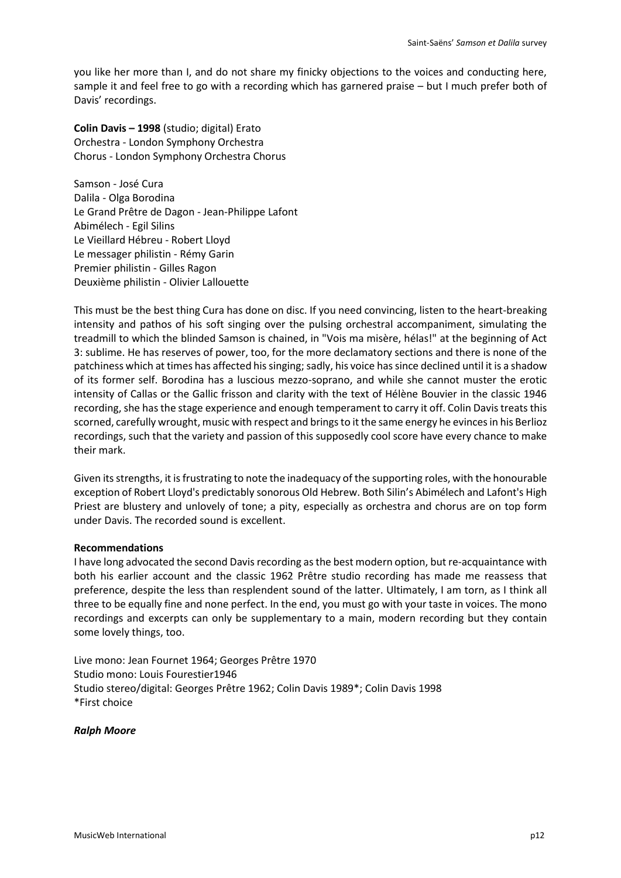you like her more than I, and do not share my finicky objections to the voices and conducting here, sample it and feel free to go with a recording which has garnered praise – but I much prefer both of Davis' recordings.

**Colin Davis – 1998** (studio; digital) Erato
Orchestra - London Symphony Orchestra
Chorus - London Symphony Orchestra Chorus

Samson - José Cura
Dalila - Olga Borodina
Le Grand Prêtre de Dagon - Jean-Philippe Lafont
Abimélech - Egil Silins
Le Vieillard Hébreu - Robert Lloyd
Le messager philistin - Rémy Garin
Premier philistin - Gilles Ragon
Deuxième philistin - Olivier Lallouette

This must be the best thing Cura has done on disc. If you need convincing, listen to the heart-breaking intensity and pathos of his soft singing over the pulsing orchestral accompaniment, simulating the treadmill to which the blinded Samson is chained, in "Vois ma misère, hélas!" at the beginning of Act 3: sublime. He has reserves of power, too, for the more declamatory sections and there is none of the patchiness which at times has affected his singing; sadly, his voice has since declined until it is a shadow of its former self. Borodina has a luscious mezzo-soprano, and while she cannot muster the erotic intensity of Callas or the Gallic frisson and clarity with the text of Hélène Bouvier in the classic 1946 recording, she has the stage experience and enough temperament to carry it off. Colin Davis treats this scorned, carefully wrought, music with respect and brings to it the same energy he evinces in his Berlioz recordings, such that the variety and passion of this supposedly cool score have every chance to make their mark.

Given its strengths, it is frustrating to note the inadequacy of the supporting roles, with the honourable exception of Robert Lloyd's predictably sonorous Old Hebrew. Both Silin's Abimélech and Lafont's High Priest are blustery and unlovely of tone; a pity, especially as orchestra and chorus are on top form under Davis. The recorded sound is excellent.

**Recommendations**

I have long advocated the second Davis recording as the best modern option, but re-acquaintance with both his earlier account and the classic 1962 Prêtre studio recording has made me reassess that preference, despite the less than resplendent sound of the latter. Ultimately, I am torn, as I think all three to be equally fine and none perfect. In the end, you must go with your taste in voices. The mono recordings and excerpts can only be supplementary to a main, modern recording but they contain some lovely things, too.

Live mono: Jean Fournet 1964; Georges Prêtre 1970
Studio mono: Louis Fourestier1946
Studio stereo/digital: Georges Prêtre 1962; Colin Davis 1989*; Colin Davis 1998
*First choice

***Ralph Moore***